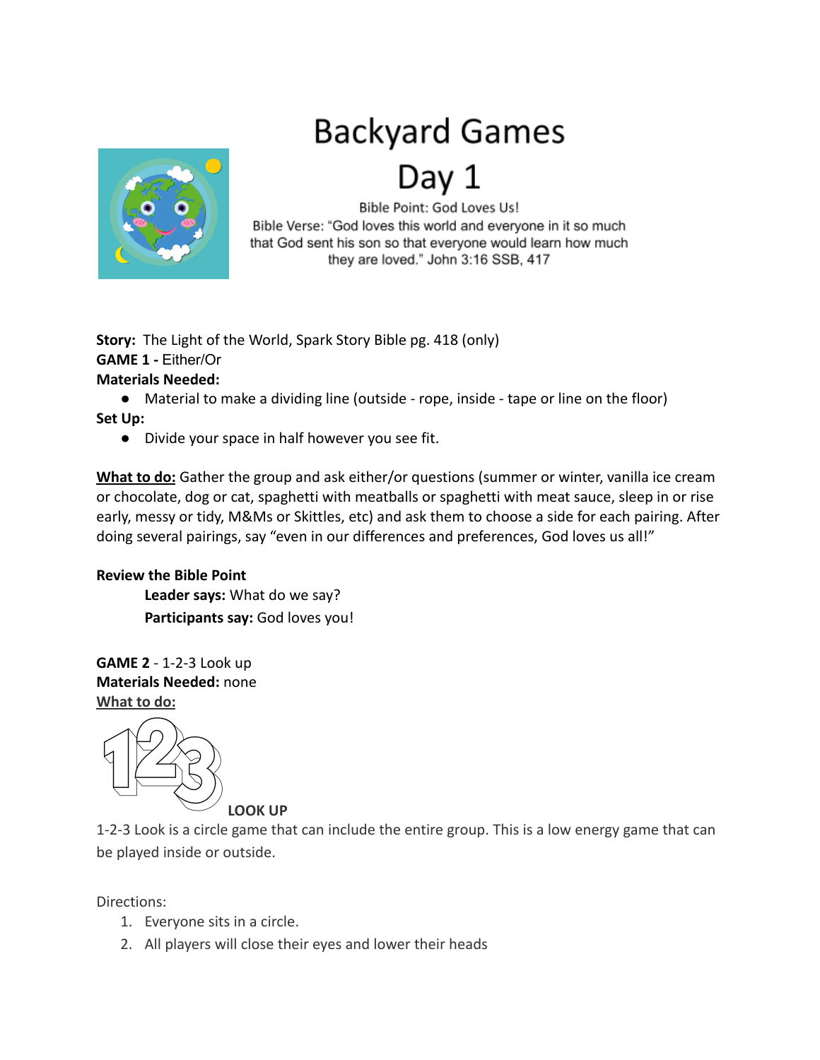# Backyard Games
# Day 1

Bible Point: God Loves Us!

Bible Verse: "God loves this world and everyone in it so much that God sent his son so that everyone would learn how much they are loved." John 3:16 SSB, 417

**Story:** The Light of the World, Spark Story Bible pg. 418 (only)

**GAME 1 -** Either/Or

**Materials Needed:**

- Material to make a dividing line (outside - rope, inside - tape or line on the floor)

**Set Up:**

- Divide your space in half however you see fit.

**What to do:** Gather the group and ask either/or questions (summer or winter, vanilla ice cream or chocolate, dog or cat, spaghetti with meatballs or spaghetti with meat sauce, sleep in or rise early, messy or tidy, M&Ms or Skittles, etc) and ask them to choose a side for each pairing. After doing several pairings, say "even in our differences and preferences, God loves us all!"

**Review the Bible Point**

**Leader says:** What do we say?

**Participants say:** God loves you!

**GAME 2** - 1-2-3 Look up

**Materials Needed:** none

**What to do:**

**123 LOOK UP**

1-2-3 Look is a circle game that can include the entire group. This is a low energy game that can be played inside or outside.

Directions:

1. Everyone sits in a circle.
2. All players will close their eyes and lower their heads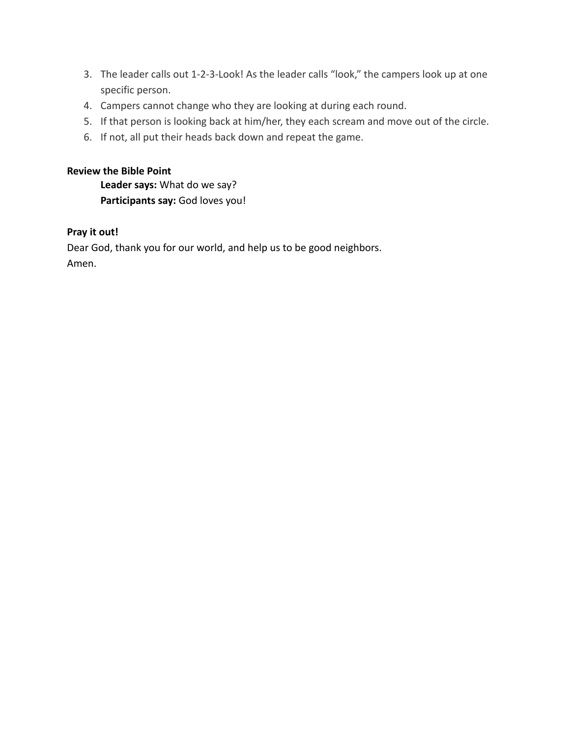3. The leader calls out 1-2-3-Look! As the leader calls "look," the campers look up at one specific person.
4. Campers cannot change who they are looking at during each round.
5. If that person is looking back at him/her, they each scream and move out of the circle.
6. If not, all put their heads back down and repeat the game.

**Review the Bible Point**

**Leader says:** What do we say?
**Participants say:** God loves you!

**Pray it out!**

Dear God, thank you for our world, and help us to be good neighbors.
Amen.